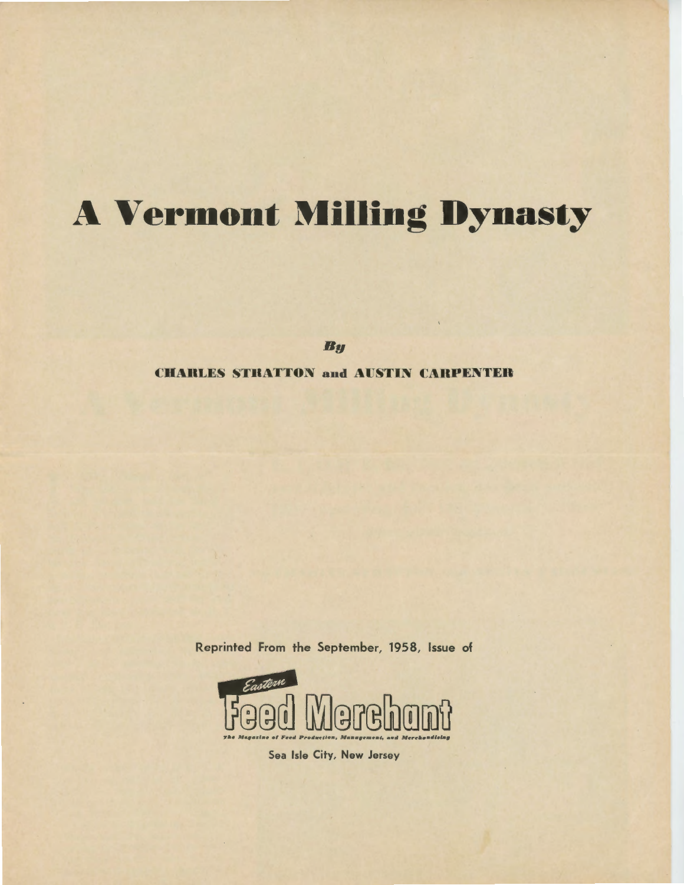# A Vermont Milling Dynasty

*By*

**CHARLES STRATTON and AUSTIN CARPENTER**

Reprinted From the September, 1958, Issue of

*Eastern*

**Feed Merchant**

*The Magazine of Feed Production, Management, and Merchandising*

Sea Isle City, New Jersey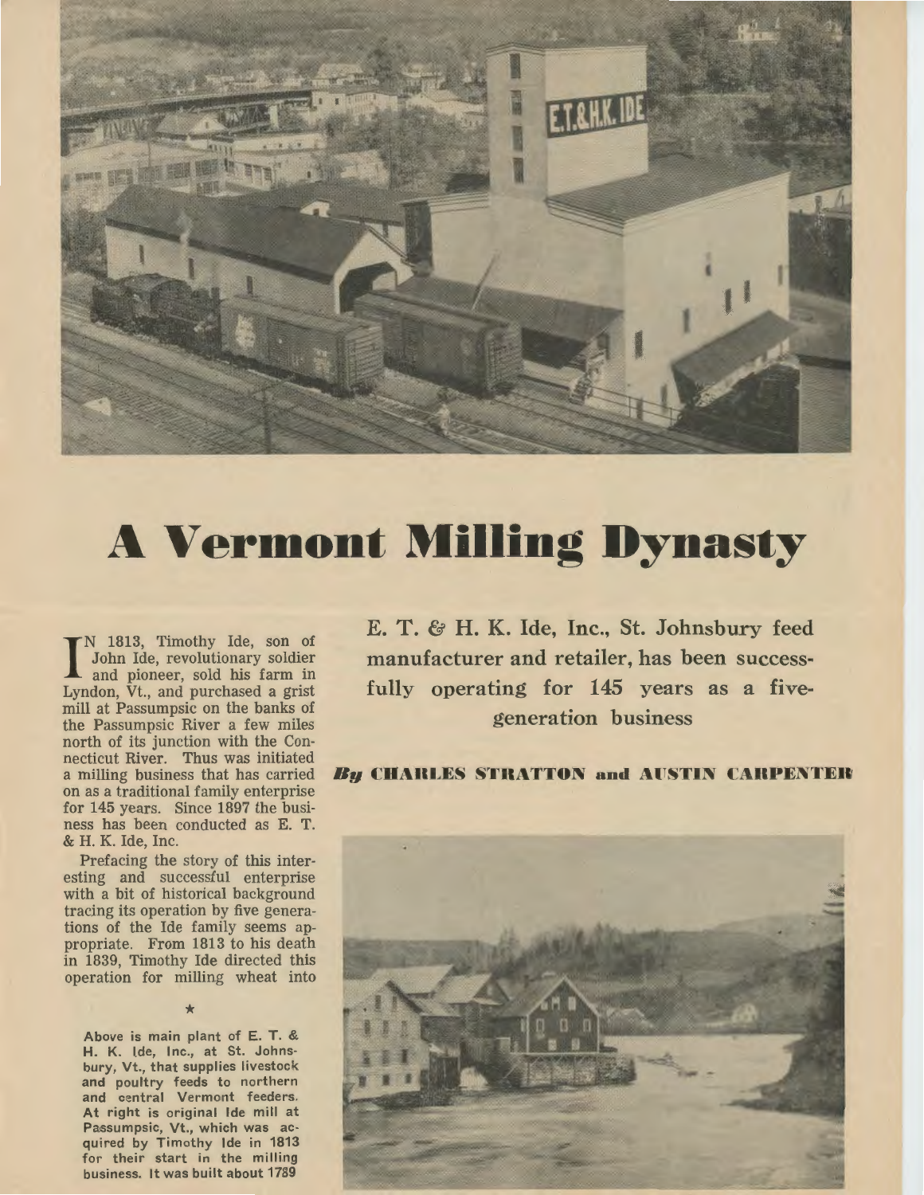# A Vermont Milling Dynasty

**E. T. & H. K. Ide, Inc., St. Johnsbury feed manufacturer and retailer, has been successfully operating for 145 years as a five-generation business**

***By* CHARLES STRATTON and AUSTIN CARPENTER**

IN 1813, Timothy Ide, son of John Ide, revolutionary soldier and pioneer, sold his farm in Lyndon, Vt., and purchased a grist mill at Passumpsic on the banks of the Passumpsic River a few miles north of its junction with the Connecticut River. Thus was initiated a milling business that has carried on as a traditional family enterprise for 145 years. Since 1897 the business has been conducted as E. T. & H. K. Ide, Inc.

Prefacing the story of this interesting and successful enterprise with a bit of historical background tracing its operation by five generations of the Ide family seems appropriate. From 1813 to his death in 1839, Timothy Ide directed this operation for milling wheat into

★

Above is main plant of E. T. & H. K. Ide, Inc., at St. Johnsbury, Vt., that supplies livestock and poultry feeds to northern and central Vermont feeders. At right is original Ide mill at Passumpsic, Vt., which was acquired by Timothy Ide in 1813 for their start in the milling business. It was built about 1789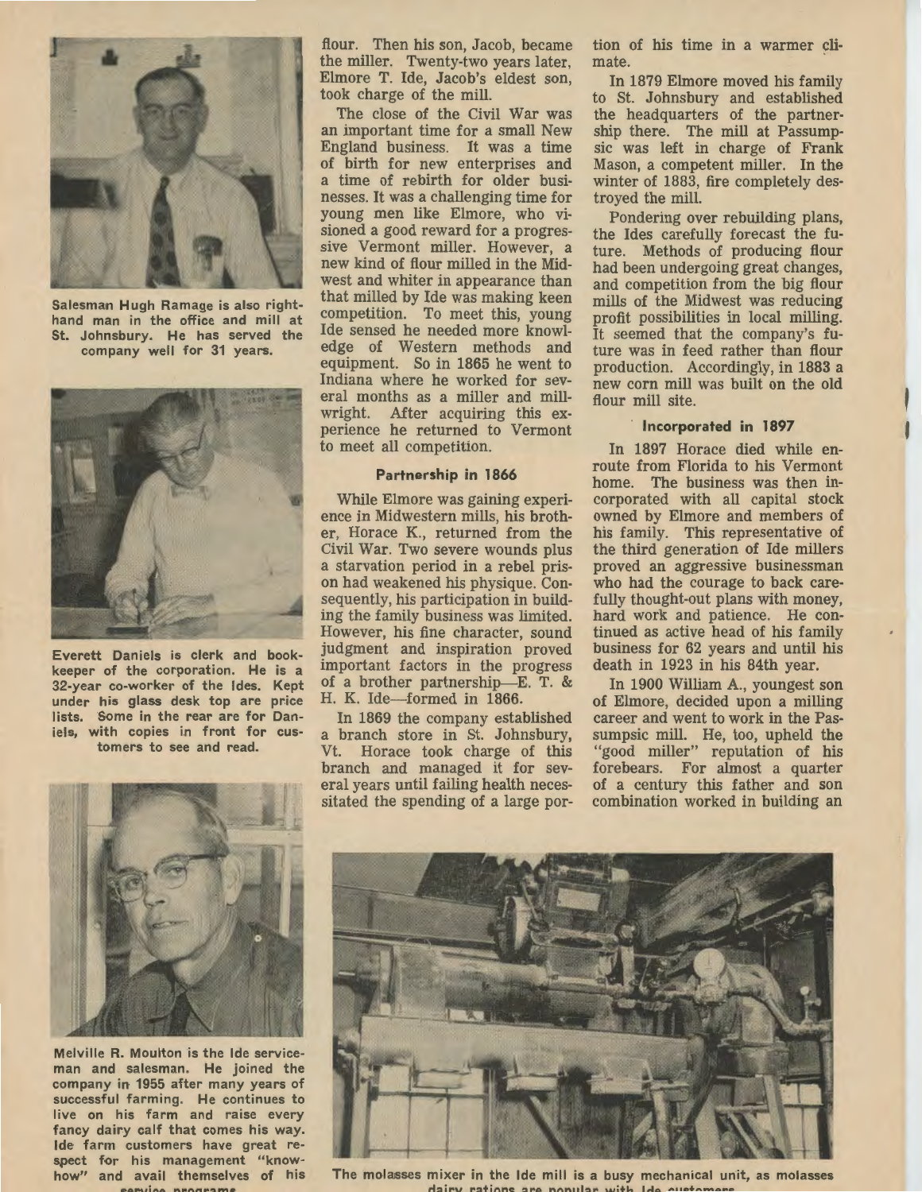Salesman Hugh Ramage is also right-hand man in the office and mill at St. Johnsbury. He has served the company well for 31 years.

Everett Daniels is clerk and bookkeeper of the corporation. He is a 32-year co-worker of the Ides. Kept under his glass desk top are price lists. Some in the rear are for Daniels, with copies in front for customers to see and read.

Melville R. Moulton is the Ide serviceman and salesman. He joined the company in 1955 after many years of successful farming. He continues to live on his farm and raise every fancy dairy calf that comes his way. Ide farm customers have great respect for his management "know-how" and avail themselves of his service programs.

flour. Then his son, Jacob, became the miller. Twenty-two years later, Elmore T. Ide, Jacob's eldest son, took charge of the mill.

The close of the Civil War was an important time for a small New England business. It was a time of birth for new enterprises and a time of rebirth for older businesses. It was a challenging time for young men like Elmore, who visioned a good reward for a progressive Vermont miller. However, a new kind of flour milled in the Midwest and whiter in appearance than that milled by Ide was making keen competition. To meet this, young Ide sensed he needed more knowledge of Western methods and equipment. So in 1865 he went to Indiana where he worked for several months as a miller and millwright. After acquiring this experience he returned to Vermont to meet all competition.

### Partnership in 1866

While Elmore was gaining experience in Midwestern mills, his brother, Horace K., returned from the Civil War. Two severe wounds plus a starvation period in a rebel prison had weakened his physique. Consequently, his participation in building the family business was limited. However, his fine character, sound judgment and inspiration proved important factors in the progress of a brother partnership—E. T. & H. K. Ide—formed in 1866.

In 1869 the company established a branch store in St. Johnsbury, Vt. Horace took charge of this branch and managed it for several years until failing health necessitated the spending of a large portion of his time in a warmer climate.

In 1879 Elmore moved his family to St. Johnsbury and established the headquarters of the partnership there. The mill at Passumpsic was left in charge of Frank Mason, a competent miller. In the winter of 1883, fire completely destroyed the mill.

Pondering over rebuilding plans, the Ides carefully forecast the future. Methods of producing flour had been undergoing great changes, and competition from the big flour mills of the Midwest was reducing profit possibilities in local milling. It seemed that the company's future was in feed rather than flour production. Accordingly, in 1883 a new corn mill was built on the old flour mill site.

### Incorporated in 1897

In 1897 Horace died while enroute from Florida to his Vermont home. The business was then incorporated with all capital stock owned by Elmore and members of his family. This representative of the third generation of Ide millers proved an aggressive businessman who had the courage to back carefully thought-out plans with money, hard work and patience. He continued as active head of his family business for 62 years and until his death in 1923 in his 84th year.

In 1900 William A., youngest son of Elmore, decided upon a milling career and went to work in the Passumpsic mill. He, too, upheld the "good miller" reputation of his forebears. For almost a quarter of a century this father and son combination worked in building an

The molasses mixer in the Ide mill is a busy mechanical unit, as molasses dairy rations are popular with Ide customers.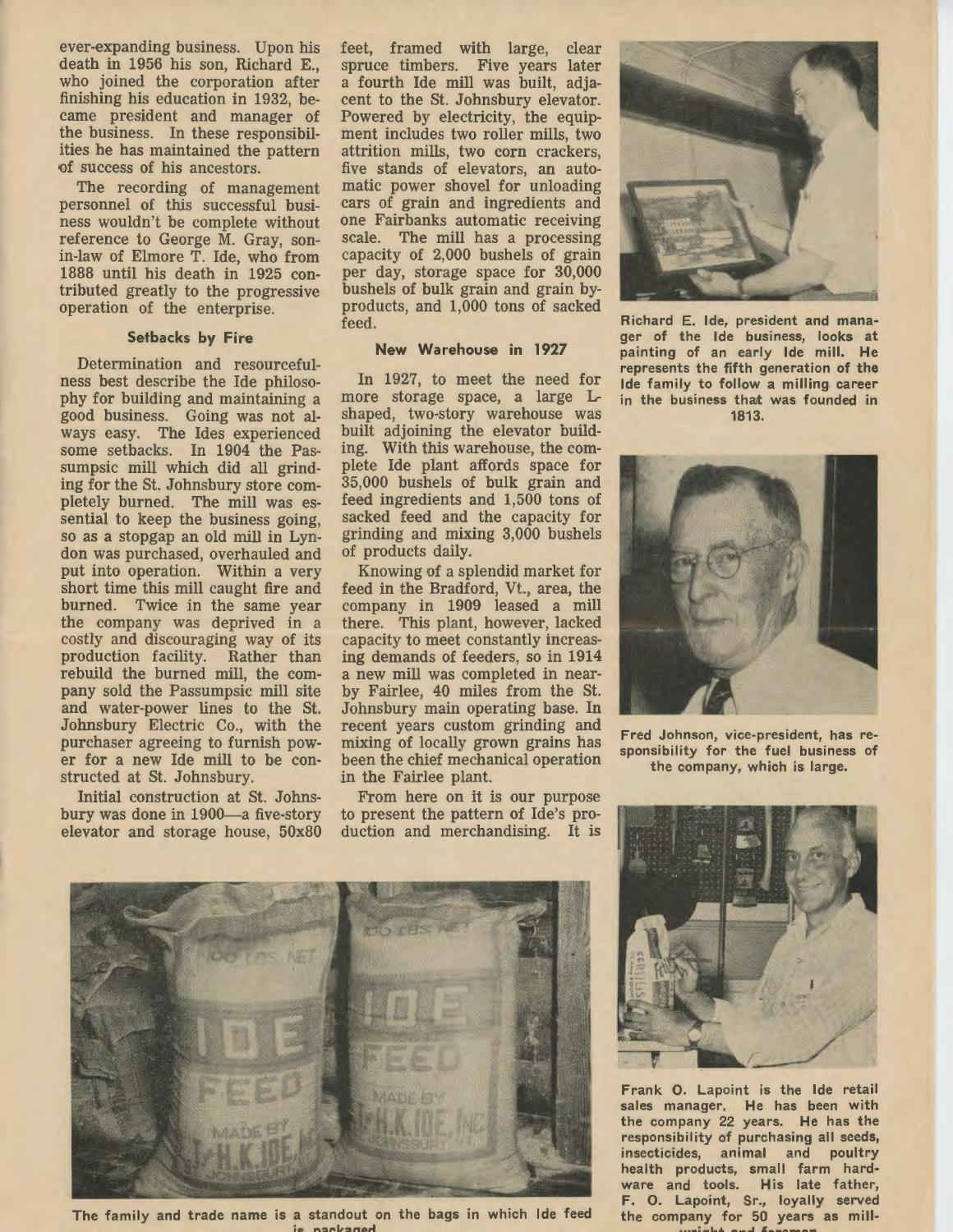ever-expanding business. Upon his death in 1956 his son, Richard E., who joined the corporation after finishing his education in 1932, became president and manager of the business. In these responsibilities he has maintained the pattern of success of his ancestors.

The recording of management personnel of this successful business wouldn't be complete without reference to George M. Gray, son-in-law of Elmore T. Ide, who from 1888 until his death in 1925 contributed greatly to the progressive operation of the enterprise.

#### Setbacks by Fire

Determination and resourcefulness best describe the Ide philosophy for building and maintaining a good business. Going was not always easy. The Ides experienced some setbacks. In 1904 the Passumpsic mill which did all grinding for the St. Johnsbury store completely burned. The mill was essential to keep the business going, so as a stopgap an old mill in Lyndon was purchased, overhauled and put into operation. Within a very short time this mill caught fire and burned. Twice in the same year the company was deprived in a costly and discouraging way of its production facility. Rather than rebuild the burned mill, the company sold the Passumpsic mill site and water-power lines to the St. Johnsbury Electric Co., with the purchaser agreeing to furnish power for a new Ide mill to be constructed at St. Johnsbury.

Initial construction at St. Johnsbury was done in 1900—a five-story elevator and storage house, 50x80 feet, framed with large, clear spruce timbers. Five years later a fourth Ide mill was built, adjacent to the St. Johnsbury elevator. Powered by electricity, the equipment includes two roller mills, two attrition mills, two corn crackers, five stands of elevators, an automatic power shovel for unloading cars of grain and ingredients and one Fairbanks automatic receiving scale. The mill has a processing capacity of 2,000 bushels of grain per day, storage space for 30,000 bushels of bulk grain and grain by-products, and 1,000 tons of sacked feed.

#### New Warehouse in 1927

In 1927, to meet the need for more storage space, a large L-shaped, two-story warehouse was built adjoining the elevator building. With this warehouse, the complete Ide plant affords space for 35,000 bushels of bulk grain and feed ingredients and 1,500 tons of sacked feed and the capacity for grinding and mixing 3,000 bushels of products daily.

Knowing of a splendid market for feed in the Bradford, Vt., area, the company in 1909 leased a mill there. This plant, however, lacked capacity to meet constantly increasing demands of feeders, so in 1914 a new mill was completed in nearby Fairlee, 40 miles from the St. Johnsbury main operating base. In recent years custom grinding and mixing of locally grown grains has been the chief mechanical operation in the Fairlee plant.

From here on it is our purpose to present the pattern of Ide's production and merchandising. It is

Richard E. Ide, president and manager of the Ide business, looks at painting of an early Ide mill. He represents the fifth generation of the Ide family to follow a milling career in the business that was founded in 1813.

Fred Johnson, vice-president, has responsibility for the fuel business of the company, which is large.

Frank O. Lapoint is the Ide retail sales manager. He has been with the company 22 years. He has the responsibility of purchasing all seeds, insecticides, animal and poultry health products, small farm hardware and tools. His late father, F. O. Lapoint, Sr., loyally served the company for 50 years as mill-wright and foreman.

The family and trade name is a standout on the bags in which Ide feed is packaged.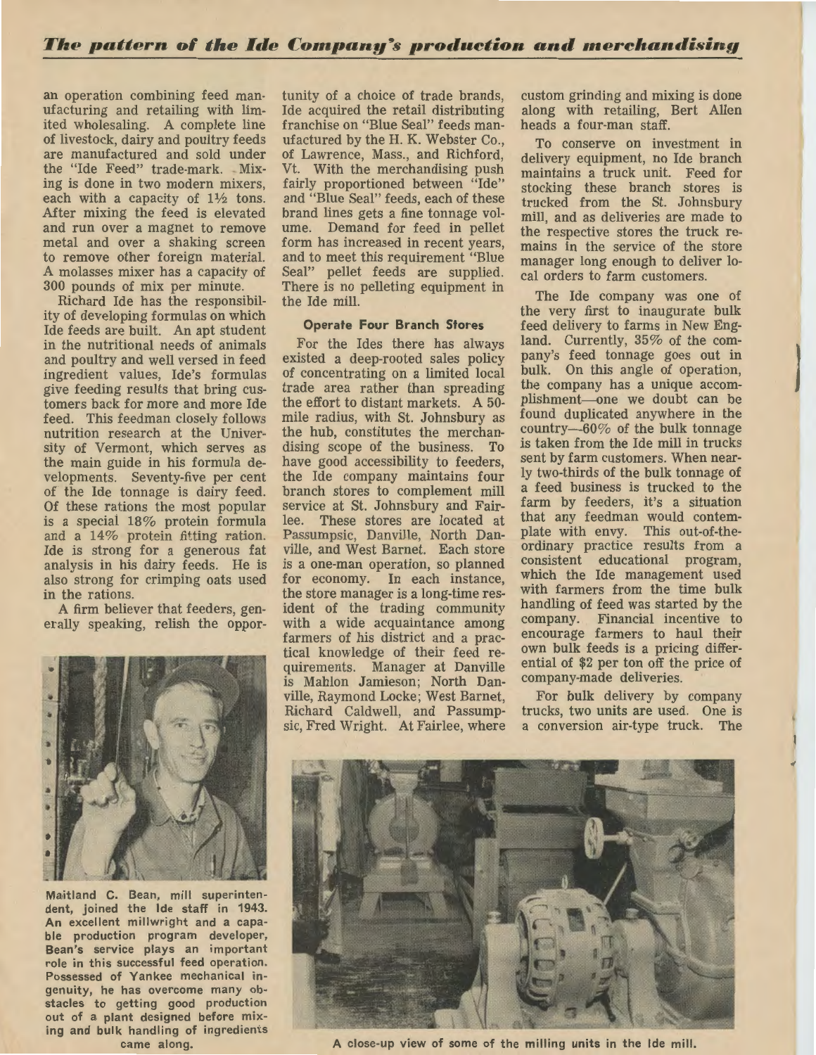an operation combining feed manufacturing and retailing with limited wholesaling. A complete line of livestock, dairy and poultry feeds are manufactured and sold under the "Ide Feed" trade-mark. Mixing is done in two modern mixers, each with a capacity of 1½ tons. After mixing the feed is elevated and run over a magnet to remove metal and over a shaking screen to remove other foreign material. A molasses mixer has a capacity of 300 pounds of mix per minute.

Richard Ide has the responsibility of developing formulas on which Ide feeds are built. An apt student in the nutritional needs of animals and poultry and well versed in feed ingredient values, Ide's formulas give feeding results that bring customers back for more and more Ide feed. This feedman closely follows nutrition research at the University of Vermont, which serves as the main guide in his formula developments. Seventy-five per cent of the Ide tonnage is dairy feed. Of these rations the most popular is a special 18% protein formula and a 14% protein fitting ration. Ide is strong for a generous fat analysis in his dairy feeds. He is also strong for crimping oats used in the rations.

A firm believer that feeders, generally speaking, relish the opportunity of a choice of trade brands, Ide acquired the retail distributing franchise on "Blue Seal" feeds manufactured by the H. K. Webster Co., of Lawrence, Mass., and Richford, Vt. With the merchandising push fairly proportioned between "Ide" and "Blue Seal" feeds, each of these brand lines gets a fine tonnage volume. Demand for feed in pellet form has increased in recent years, and to meet this requirement "Blue Seal" pellet feeds are supplied. There is no pelleting equipment in the Ide mill.

Maitland C. Bean, mill superintendent, joined the Ide staff in 1943. An excellent millwright and a capable production program developer, Bean's service plays an important role in this successful feed operation. Possessed of Yankee mechanical ingenuity, he has overcome many obstacles to getting good production out of a plant designed before mixing and bulk handling of ingredients came along.

#### Operate Four Branch Stores

For the Ides there has always existed a deep-rooted sales policy of concentrating on a limited local trade area rather than spreading the effort to distant markets. A 50-mile radius, with St. Johnsbury as the hub, constitutes the merchandising scope of the business. To have good accessibility to feeders, the Ide company maintains four branch stores to complement mill service at St. Johnsbury and Fairlee. These stores are located at Passumpsic, Danville, North Danville, and West Barnet. Each store is a one-man operation, so planned for economy. In each instance, the store manager is a long-time resident of the trading community with a wide acquaintance among farmers of his district and a practical knowledge of their feed requirements. Manager at Danville is Mahlon Jamieson; North Danville, Raymond Locke; West Barnet, Richard Caldwell, and Passumpsic, Fred Wright. At Fairlee, where custom grinding and mixing is done along with retailing, Bert Allen heads a four-man staff.

To conserve on investment in delivery equipment, no Ide branch maintains a truck unit. Feed for stocking these branch stores is trucked from the St. Johnsbury mill, and as deliveries are made to the respective stores the truck remains in the service of the store manager long enough to deliver local orders to farm customers.

The Ide company was one of the very first to inaugurate bulk feed delivery to farms in New England. Currently, 35% of the company's feed tonnage goes out in bulk. On this angle of operation, the company has a unique accomplishment—one we doubt can be found duplicated anywhere in the country—60% of the bulk tonnage is taken from the Ide mill in trucks sent by farm customers. When nearly two-thirds of the bulk tonnage of a feed business is trucked to the farm by feeders, it's a situation that any feedman would contemplate with envy. This out-of-the-ordinary practice results from a consistent educational program, which the Ide management used with farmers from the time bulk handling of feed was started by the company. Financial incentive to encourage farmers to haul their own bulk feeds is a pricing differential of $2 per ton off the price of company-made deliveries.

For bulk delivery by company trucks, two units are used. One is a conversion air-type truck. The

A close-up view of some of the milling units in the Ide mill.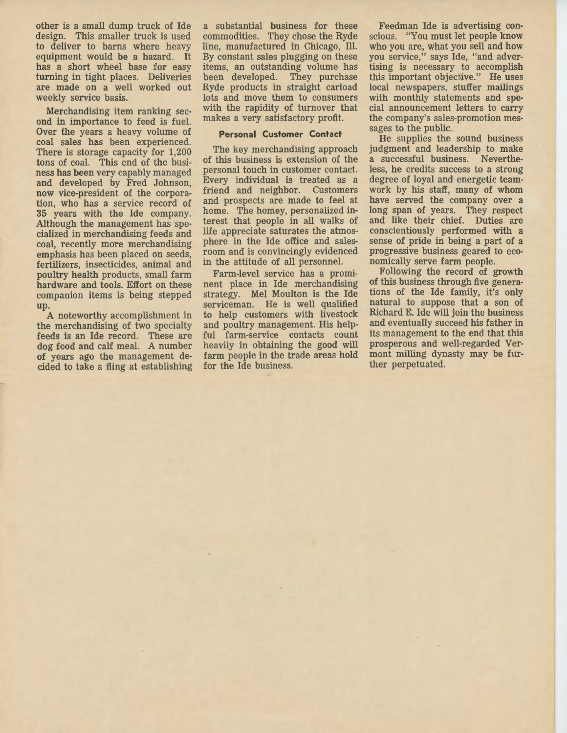other is a small dump truck of Ide design. This smaller truck is used to deliver to barns where heavy equipment would be a hazard. It has a short wheel base for easy turning in tight places. Deliveries are made on a well worked out weekly service basis.

Merchandising item ranking second in importance to feed is fuel. Over the years a heavy volume of coal sales has been experienced. There is storage capacity for 1,200 tons of coal. This end of the business has been very capably managed and developed by Fred Johnson, now vice-president of the corporation, who has a service record of 35 years with the Ide company. Although the management has specialized in merchandising feeds and coal, recently more merchandising emphasis has been placed on seeds, fertilizers, insecticides, animal and poultry health products, small farm hardware and tools. Effort on these companion items is being stepped up.

A noteworthy accomplishment in the merchandising of two specialty feeds is an Ide record. These are dog food and calf meal. A number of years ago the management decided to take a fling at establishing a substantial business for these commodities. They chose the Ryde line, manufactured in Chicago, Ill. By constant sales plugging on these items, an outstanding volume has been developed. They purchase Ryde products in straight carload lots and move them to consumers with the rapidity of turnover that makes a very satisfactory profit.

### Personal Customer Contact

The key merchandising approach of this business is extension of the personal touch in customer contact. Every individual is treated as a friend and neighbor. Customers and prospects are made to feel at home. The homey, personalized interest that people in all walks of life appreciate saturates the atmosphere in the Ide office and salesroom and is convincingly evidenced in the attitude of all personnel.

Farm-level service has a prominent place in Ide merchandising strategy. Mel Moulton is the Ide serviceman. He is well qualified to help customers with livestock and poultry management. His helpful farm-service contacts count heavily in obtaining the good will farm people in the trade areas hold for the Ide business.

Feedman Ide is advertising conscious. "You must let people know who you are, what you sell and how you service," says Ide, "and advertising is necessary to accomplish this important objective." He uses local newspapers, stuffer mailings with monthly statements and special announcement letters to carry the company's sales-promotion messages to the public.

He supplies the sound business judgment and leadership to make a successful business. Nevertheless, he credits success to a strong degree of loyal and energetic teamwork by his staff, many of whom have served the company over a long span of years. They respect and like their chief. Duties are conscientiously performed with a sense of pride in being a part of a progressive business geared to economically serve farm people.

Following the record of growth of this business through five generations of the Ide family, it's only natural to suppose that a son of Richard E. Ide will join the business and eventually succeed his father in its management to the end that this prosperous and well-regarded Vermont milling dynasty may be further perpetuated.